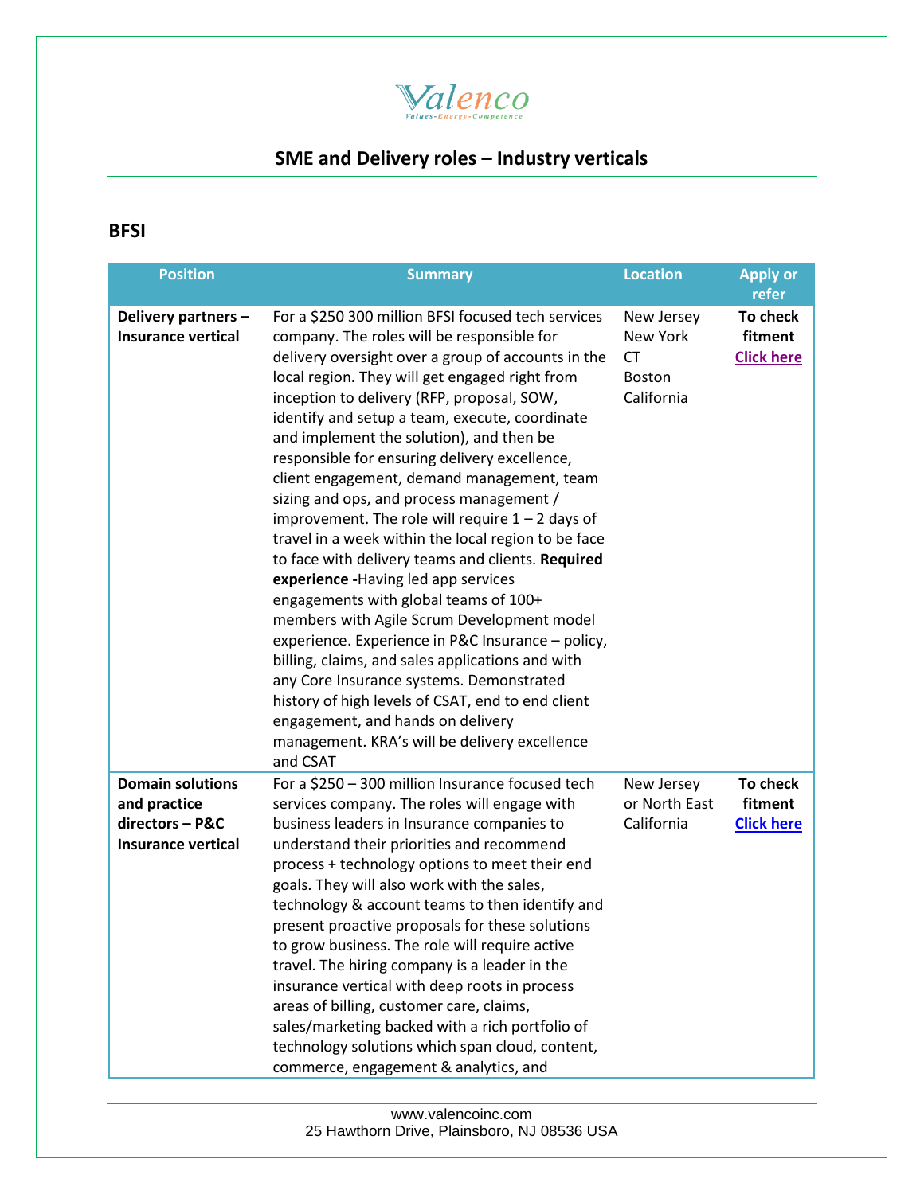Valenco

Values-Energy-Competence

## SME and Delivery roles – Industry verticals

### BFSI

| Position | Summary | Location | Apply or refer |
|---|---|---|---|
| **Delivery partners – Insurance vertical** | For a $250 300 million BFSI focused tech services company. The roles will be responsible for delivery oversight over a group of accounts in the local region. They will get engaged right from inception to delivery (RFP, proposal, SOW, identify and setup a team, execute, coordinate and implement the solution), and then be responsible for ensuring delivery excellence, client engagement, demand management, team sizing and ops, and process management / improvement. The role will require 1 – 2 days of travel in a week within the local region to be face to face with delivery teams and clients. **Required experience -**Having led app services engagements with global teams of 100+ members with Agile Scrum Development model experience. Experience in P&C Insurance – policy, billing, claims, and sales applications and with any Core Insurance systems. Demonstrated history of high levels of CSAT, end to end client engagement, and hands on delivery management. KRA's will be delivery excellence and CSAT | New Jersey<br>New York<br>CT<br>Boston<br>California | **To check fitment** **Click here** |
| **Domain solutions and practice directors – P&C Insurance vertical** | For a $250 – 300 million Insurance focused tech services company. The roles will engage with business leaders in Insurance companies to understand their priorities and recommend process + technology options to meet their end goals. They will also work with the sales, technology & account teams to then identify and present proactive proposals for these solutions to grow business. The role will require active travel. The hiring company is a leader in the insurance vertical with deep roots in process areas of billing, customer care, claims, sales/marketing backed with a rich portfolio of technology solutions which span cloud, content, commerce, engagement & analytics, and | New Jersey or North East<br>California | **To check fitment** **Click here** |

www.valencoinc.com
25 Hawthorn Drive, Plainsboro, NJ 08536 USA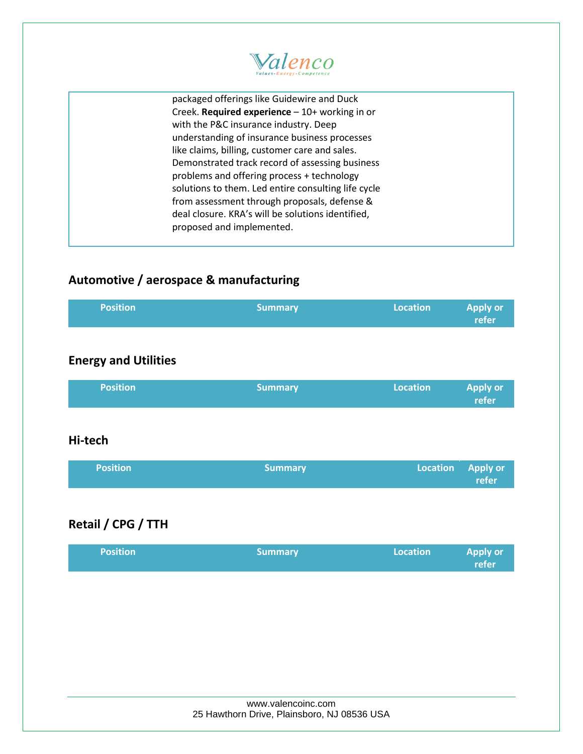| | | | |
|---|---|---|---|
| | packaged offerings like Guidewire and Duck Creek. **Required experience** – 10+ working in or with the P&C insurance industry. Deep understanding of insurance business processes like claims, billing, customer care and sales. Demonstrated track record of assessing business problems and offering process + technology solutions to them. Led entire consulting life cycle from assessment through proposals, defense & deal closure. KRA's will be solutions identified, proposed and implemented. | | |

## Automotive / aerospace & manufacturing

| Position | Summary | Location | Apply or refer |
|---|---|---|---|

## Energy and Utilities

| Position | Summary | Location | Apply or refer |
|---|---|---|---|

## Hi-tech

| Position | Summary | Location | Apply or refer |
|---|---|---|---|

## Retail / CPG / TTH

| Position | Summary | Location | Apply or refer |
|---|---|---|---|

www.valencoinc.com
25 Hawthorn Drive, Plainsboro, NJ 08536 USA